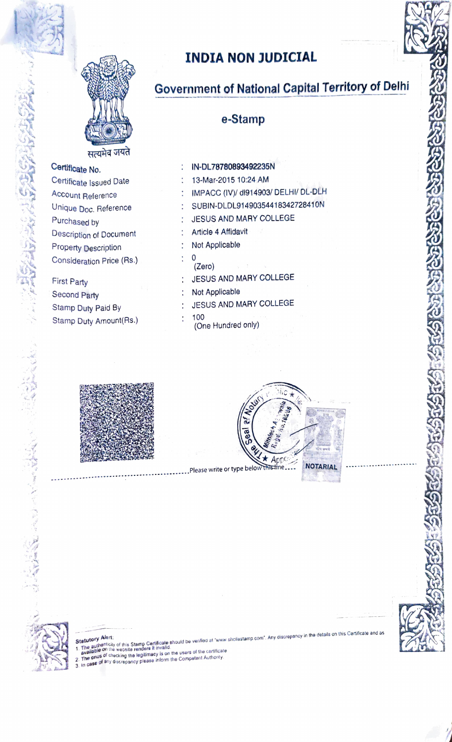# INDIA NON JUDICIAL

## Government of National Capital Territory of Delhi

### e-Stamp

सत्यमेव जयते

| | | |
|---|---|---|
| Certificate No. | : | IN-DL78780893492235N |
| Certificate Issued Date | : | 13-Mar-2015 10:24 AM |
| Account Reference | : | IMPACC (IV)/ dl914903/ DELHI/ DL-DLH |
| Unique Doc. Reference | : | SUBIN-DLDL91490354418342728410N |
| Purchased by | : | JESUS AND MARY COLLEGE |
| Description of Document | : | Article 4 Affidavit |
| Property Description | : | Not Applicable |
| Consideration Price (Rs.) | : | 0<br>(Zero) |
| First Party | : | JESUS AND MARY COLLEGE |
| Second Party | : | Not Applicable |
| Stamp Duty Paid By | : | JESUS AND MARY COLLEGE |
| Stamp Duty Amount(Rs.) | : | 100<br>(One Hundred only) |

The Seal of Notary Public Mithlesh Agarwala Regd. No. 16306 Appointed

NOTARIAL

Please write or type below this line

Statutory Alert:
1. The authenticity of this Stamp Certificate should be verified at "www.shcilestamp.com". Any discrepancy in the details on this Certificate and as available on the website renders it invalid.
2. The onus of checking the legitimacy is on the users of the certificate.
3. In case of any discrepancy please inform the Competent Authority.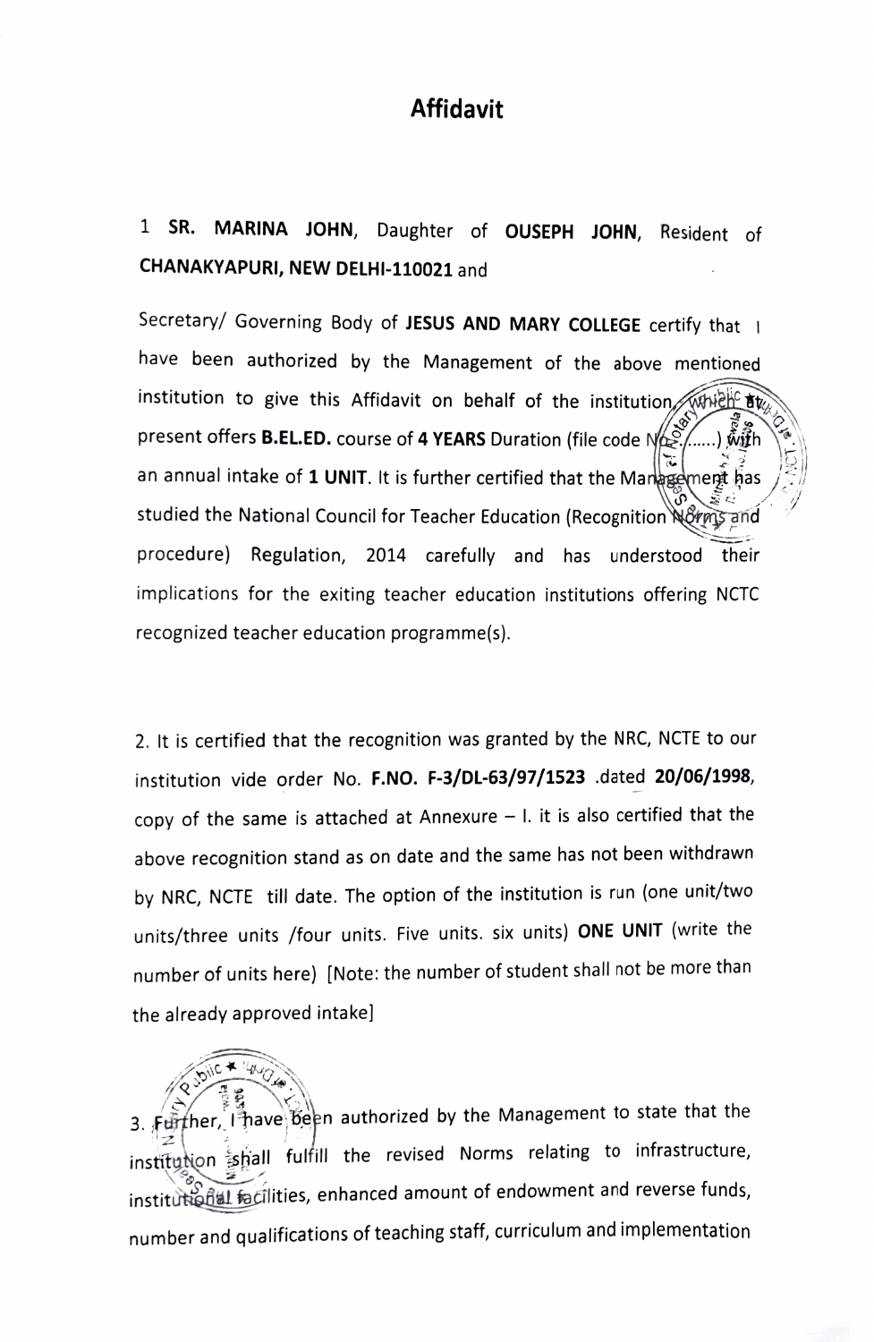# Affidavit

1 **SR. MARINA JOHN**, Daughter of **OUSEPH JOHN**, Resident of **CHANAKYAPURI, NEW DELHI-110021** and

Secretary/ Governing Body of **JESUS AND MARY COLLEGE** certify that I have been authorized by the Management of the above mentioned institution to give this Affidavit on behalf of the institution, which at present offers **B.EL.ED.** course of **4 YEARS** Duration (file code No.......) with an annual intake of **1 UNIT**. It is further certified that the Management has studied the National Council for Teacher Education (Recognition Norms and procedure) Regulation, 2014 carefully and has understood their implications for the exiting teacher education institutions offering NCTC recognized teacher education programme(s).

2. It is certified that the recognition was granted by the NRC, NCTE to our institution vide order No. **F.NO. F-3/DL-63/97/1523** .dated **20/06/1998**, copy of the same is attached at Annexure – I. it is also certified that the above recognition stand as on date and the same has not been withdrawn by NRC, NCTE till date. The option of the institution is run (one unit/two units/three units /four units. Five units. six units) **ONE UNIT** (write the number of units here) [Note: the number of student shall not be more than the already approved intake]

3. Further, I have been authorized by the Management to state that the institution shall fulfill the revised Norms relating to infrastructure, institutional facilities, enhanced amount of endowment and reverse funds, number and qualifications of teaching staff, curriculum and implementation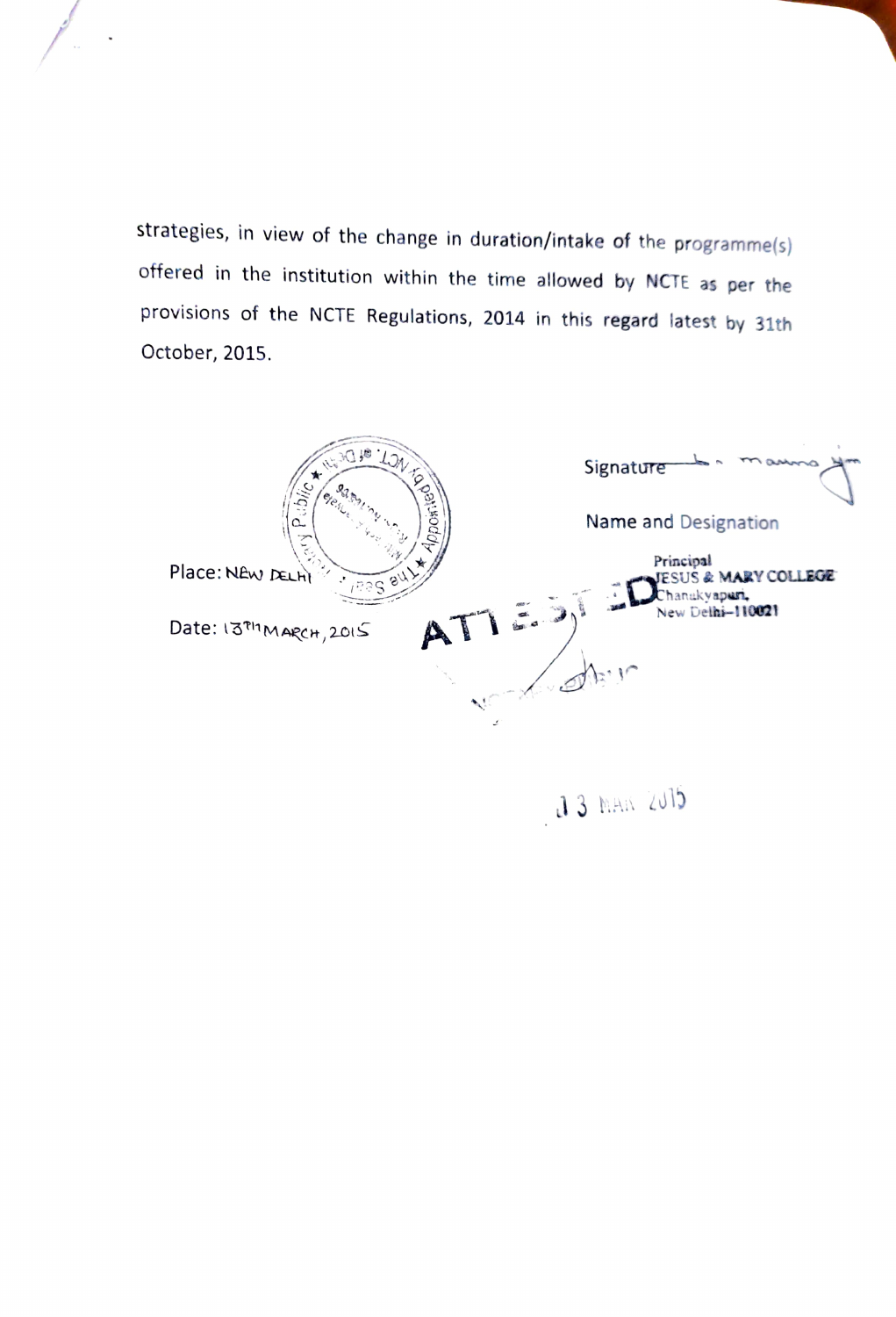strategies, in view of the change in duration/intake of the programme(s) offered in the institution within the time allowed by NCTE as per the provisions of the NCTE Regulations, 2014 in this regard latest by 31th October, 2015.

Signature

Name and Designation

Principal
JESUS & MARY COLLEGE
Chanakyapuri,
New Delhi–110021

Place: NEW DELHI

Date: 13TH MARCH, 2015

ATTESTED

13 MAR 2015